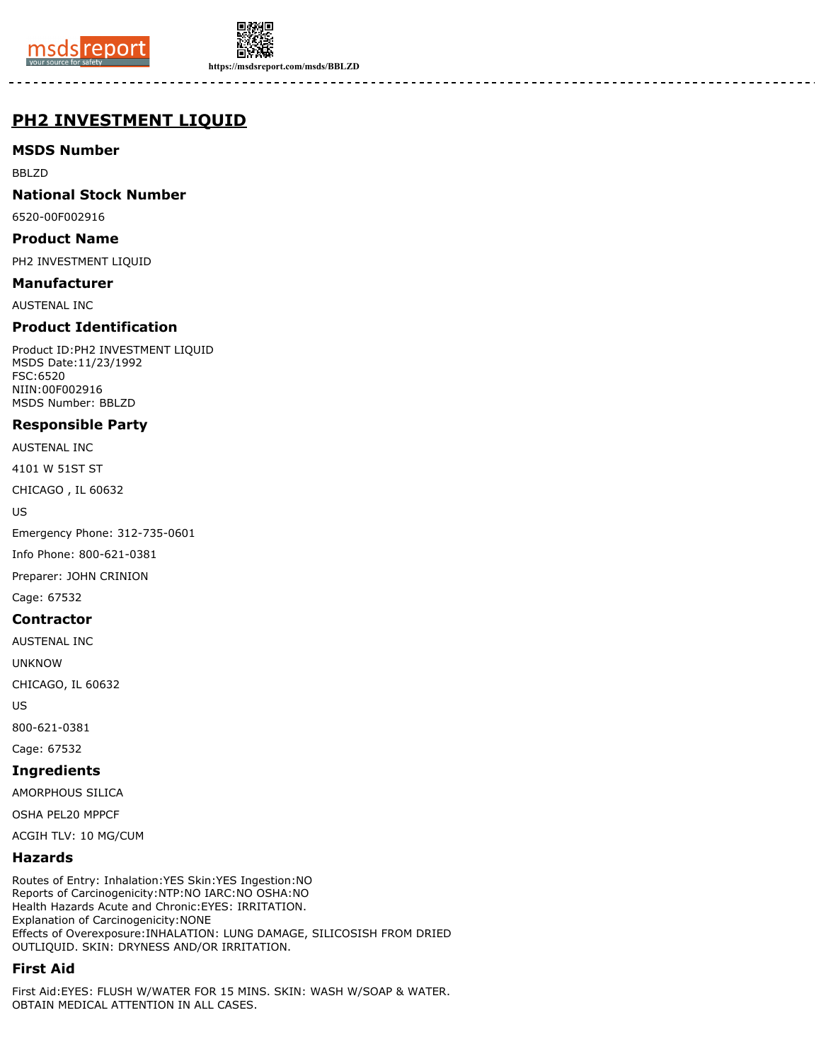https://msdsreport.com/msds/BBLZD

# PH2 INVESTMENT LIQUID

## MSDS Number

BBLZD

## National Stock Number

6520-00F002916

## Product Name

PH2 INVESTMENT LIQUID

## Manufacturer

AUSTENAL INC

## Product Identification

Product ID:PH2 INVESTMENT LIQUID
MSDS Date:11/23/1992
FSC:6520
NIIN:00F002916
MSDS Number: BBLZD

## Responsible Party

AUSTENAL INC

4101 W 51ST ST

CHICAGO , IL 60632

US

Emergency Phone: 312-735-0601

Info Phone: 800-621-0381

Preparer: JOHN CRINION

Cage: 67532

## Contractor

AUSTENAL INC

UNKNOW

CHICAGO, IL 60632

US

800-621-0381

Cage: 67532

## Ingredients

AMORPHOUS SILICA

OSHA PEL20 MPPCF

ACGIH TLV: 10 MG/CUM

## Hazards

Routes of Entry: Inhalation:YES Skin:YES Ingestion:NO
Reports of Carcinogenicity:NTP:NO IARC:NO OSHA:NO
Health Hazards Acute and Chronic:EYES: IRRITATION.
Explanation of Carcinogenicity:NONE
Effects of Overexposure:INHALATION: LUNG DAMAGE, SILICOSISH FROM DRIED OUTLIQUID. SKIN: DRYNESS AND/OR IRRITATION.

## First Aid

First Aid:EYES: FLUSH W/WATER FOR 15 MINS. SKIN: WASH W/SOAP & WATER. OBTAIN MEDICAL ATTENTION IN ALL CASES.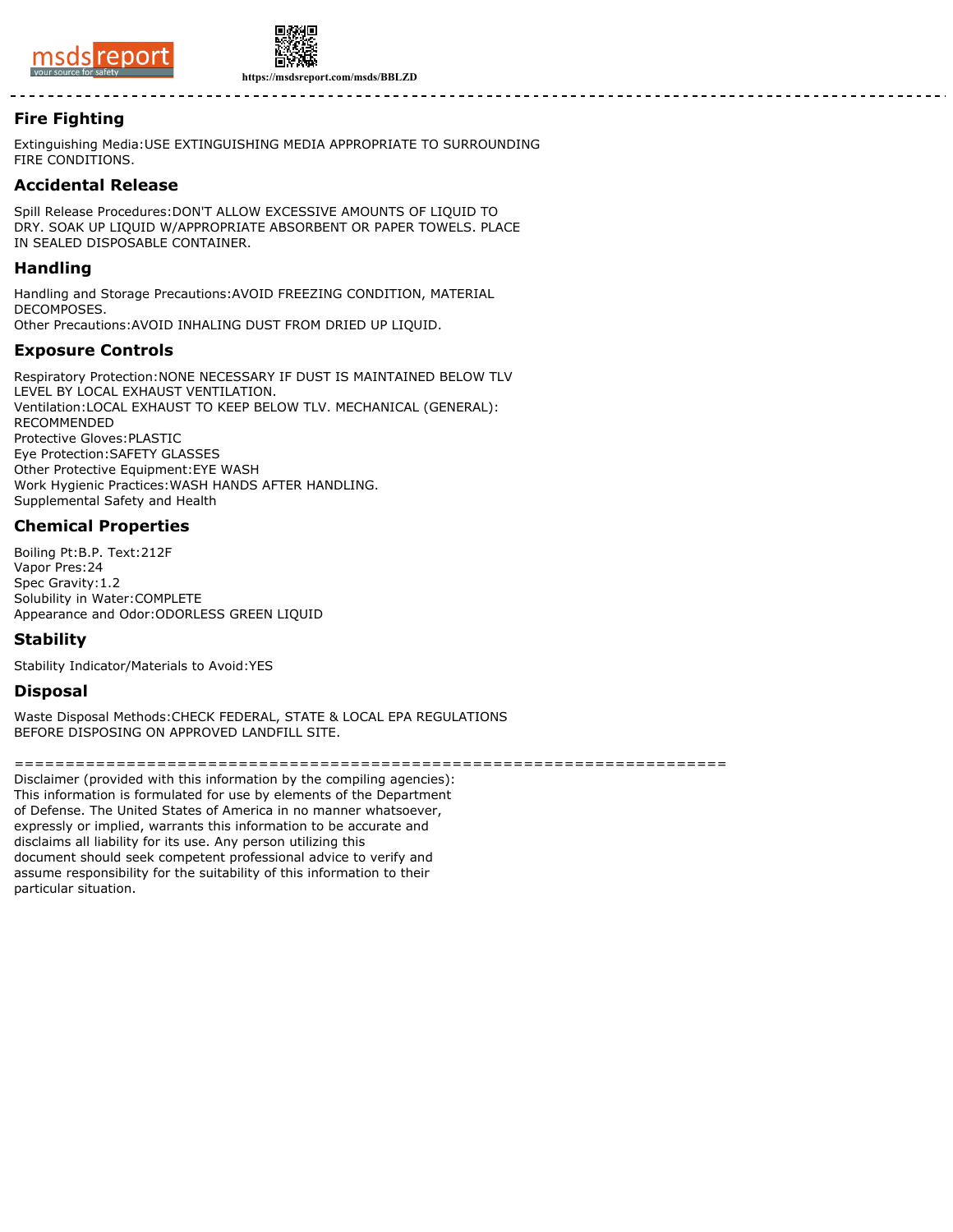## Fire Fighting

Extinguishing Media:USE EXTINGUISHING MEDIA APPROPRIATE TO SURROUNDING FIRE CONDITIONS.

## Accidental Release

Spill Release Procedures:DON'T ALLOW EXCESSIVE AMOUNTS OF LIQUID TO DRY. SOAK UP LIQUID W/APPROPRIATE ABSORBENT OR PAPER TOWELS. PLACE IN SEALED DISPOSABLE CONTAINER.

## Handling

Handling and Storage Precautions:AVOID FREEZING CONDITION, MATERIAL DECOMPOSES.
Other Precautions:AVOID INHALING DUST FROM DRIED UP LIQUID.

## Exposure Controls

Respiratory Protection:NONE NECESSARY IF DUST IS MAINTAINED BELOW TLV LEVEL BY LOCAL EXHAUST VENTILATION.
Ventilation:LOCAL EXHAUST TO KEEP BELOW TLV. MECHANICAL (GENERAL): RECOMMENDED
Protective Gloves:PLASTIC
Eye Protection:SAFETY GLASSES
Other Protective Equipment:EYE WASH
Work Hygienic Practices:WASH HANDS AFTER HANDLING.
Supplemental Safety and Health

## Chemical Properties

Boiling Pt:B.P. Text:212F
Vapor Pres:24
Spec Gravity:1.2
Solubility in Water:COMPLETE
Appearance and Odor:ODORLESS GREEN LIQUID

## Stability

Stability Indicator/Materials to Avoid:YES

## Disposal

Waste Disposal Methods:CHECK FEDERAL, STATE & LOCAL EPA REGULATIONS BEFORE DISPOSING ON APPROVED LANDFILL SITE.

=======================================================================

Disclaimer (provided with this information by the compiling agencies): This information is formulated for use by elements of the Department of Defense. The United States of America in no manner whatsoever, expressly or implied, warrants this information to be accurate and disclaims all liability for its use. Any person utilizing this document should seek competent professional advice to verify and assume responsibility for the suitability of this information to their particular situation.